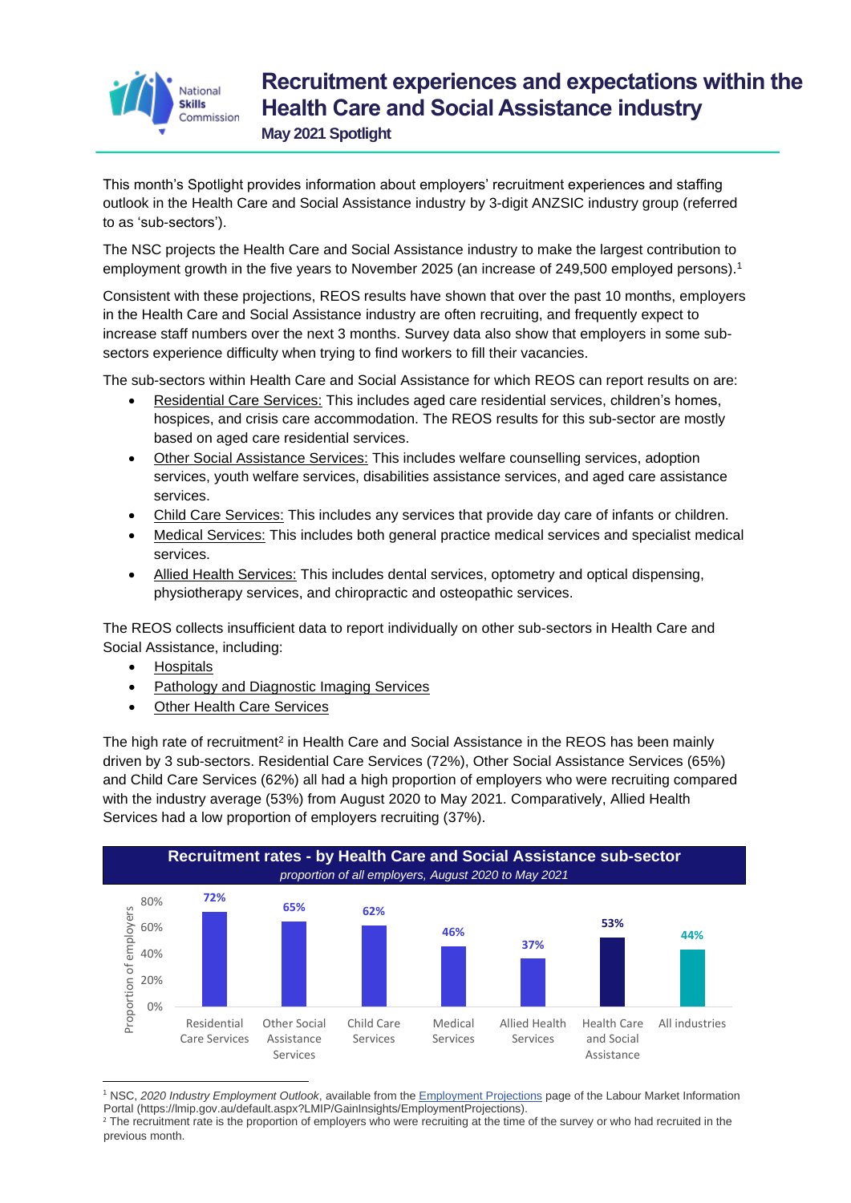# Recruitment experiences and expectations within the Health Care and Social Assistance industry

**May 2021 Spotlight**

This month's Spotlight provides information about employers' recruitment experiences and staffing outlook in the Health Care and Social Assistance industry by 3-digit ANZSIC industry group (referred to as 'sub-sectors').

The NSC projects the Health Care and Social Assistance industry to make the largest contribution to employment growth in the five years to November 2025 (an increase of 249,500 employed persons).[1]

Consistent with these projections, REOS results have shown that over the past 10 months, employers in the Health Care and Social Assistance industry are often recruiting, and frequently expect to increase staff numbers over the next 3 months. Survey data also show that employers in some sub-sectors experience difficulty when trying to find workers to fill their vacancies.

The sub-sectors within Health Care and Social Assistance for which REOS can report results on are:

- Residential Care Services: This includes aged care residential services, children's homes, hospices, and crisis care accommodation. The REOS results for this sub-sector are mostly based on aged care residential services.
- Other Social Assistance Services: This includes welfare counselling services, adoption services, youth welfare services, disabilities assistance services, and aged care assistance services.
- Child Care Services: This includes any services that provide day care of infants or children.
- Medical Services: This includes both general practice medical services and specialist medical services.
- Allied Health Services: This includes dental services, optometry and optical dispensing, physiotherapy services, and chiropractic and osteopathic services.

The REOS collects insufficient data to report individually on other sub-sectors in Health Care and Social Assistance, including:

- Hospitals
- Pathology and Diagnostic Imaging Services
- Other Health Care Services

The high rate of recruitment[2] in Health Care and Social Assistance in the REOS has been mainly driven by 3 sub-sectors. Residential Care Services (72%), Other Social Assistance Services (65%) and Child Care Services (62%) all had a high proportion of employers who were recruiting compared with the industry average (53%) from August 2020 to May 2021. Comparatively, Allied Health Services had a low proportion of employers recruiting (37%).

**Recruitment rates - by Health Care and Social Assistance sub-sector**

*proportion of all employers, August 2020 to May 2021*

| Sub-sector | Proportion of employers |
|---|---|
| Residential Care Services | 72% |
| Other Social Assistance Services | 65% |
| Child Care Services | 62% |
| Medical Services | 46% |
| Allied Health Services | 37% |
| Health Care and Social Assistance | 53% |
| All industries | 44% |

[1] NSC, *2020 Industry Employment Outlook*, available from the Employment Projections page of the Labour Market Information Portal (https://lmip.gov.au/default.aspx?LMIP/GainInsights/EmploymentProjections).

[2] The recruitment rate is the proportion of employers who were recruiting at the time of the survey or who had recruited in the previous month.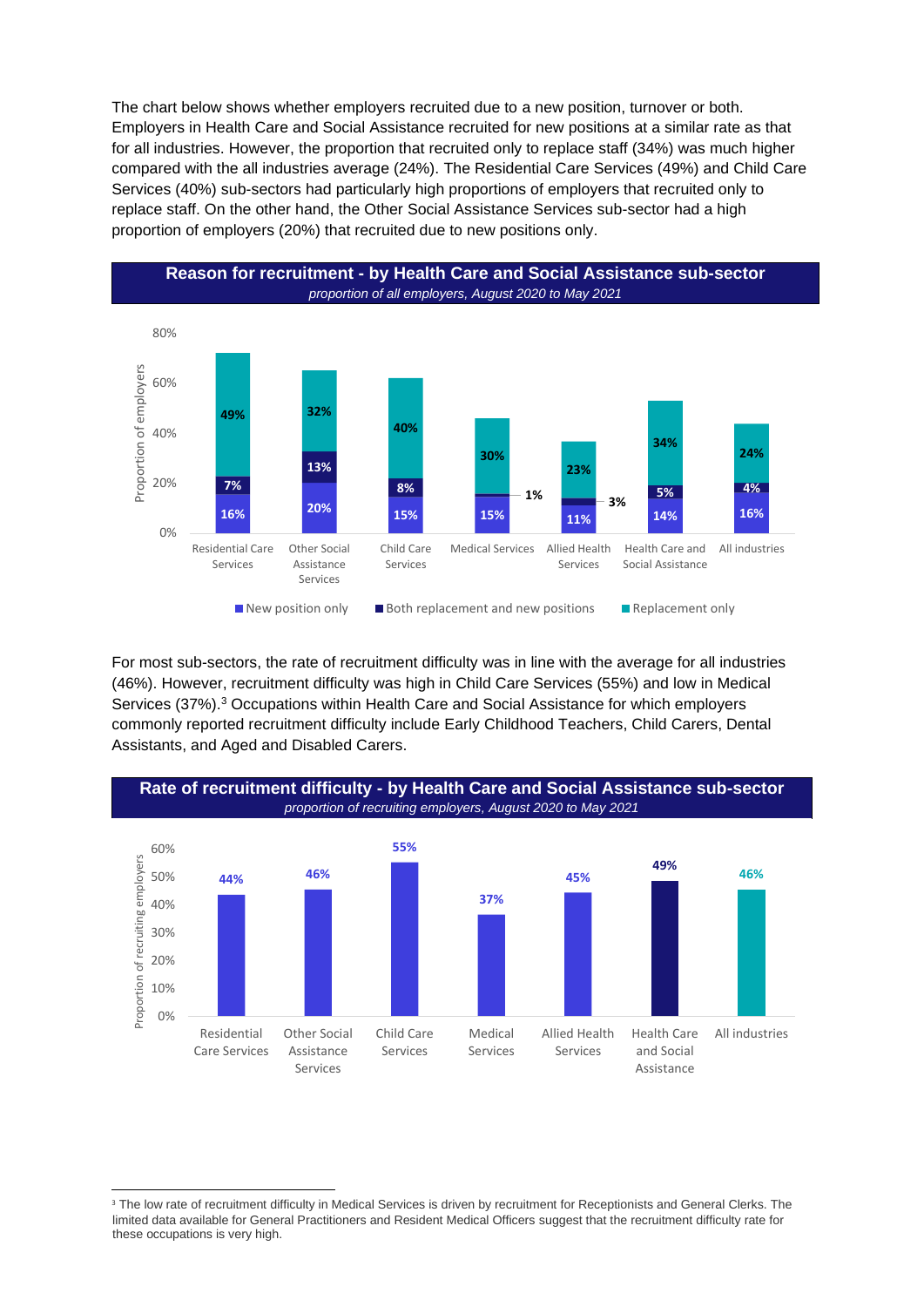The chart below shows whether employers recruited due to a new position, turnover or both. Employers in Health Care and Social Assistance recruited for new positions at a similar rate as that for all industries. However, the proportion that recruited only to replace staff (34%) was much higher compared with the all industries average (24%). The Residential Care Services (49%) and Child Care Services (40%) sub-sectors had particularly high proportions of employers that recruited only to replace staff. On the other hand, the Other Social Assistance Services sub-sector had a high proportion of employers (20%) that recruited due to new positions only.

**Reason for recruitment - by Health Care and Social Assistance sub-sector**
*proportion of all employers, August 2020 to May 2021*

| Sub-sector | New position only | Both replacement and new positions | Replacement only |
|---|---|---|---|
| Residential Care Services | 16% | 7% | 49% |
| Other Social Assistance Services | 20% | 13% | 32% |
| Child Care Services | 15% | 8% | 40% |
| Medical Services | 15% | 1% | 30% |
| Allied Health Services | 11% | 3% | 23% |
| Health Care and Social Assistance | 14% | 5% | 34% |
| All industries | 16% | 4% | 24% |

For most sub-sectors, the rate of recruitment difficulty was in line with the average for all industries (46%). However, recruitment difficulty was high in Child Care Services (55%) and low in Medical Services (37%).[3] Occupations within Health Care and Social Assistance for which employers commonly reported recruitment difficulty include Early Childhood Teachers, Child Carers, Dental Assistants, and Aged and Disabled Carers.

**Rate of recruitment difficulty - by Health Care and Social Assistance sub-sector**
*proportion of recruiting employers, August 2020 to May 2021*

| Sub-sector | Proportion of recruiting employers |
|---|---|
| Residential Care Services | 44% |
| Other Social Assistance Services | 46% |
| Child Care Services | 55% |
| Medical Services | 37% |
| Allied Health Services | 45% |
| Health Care and Social Assistance | 49% |
| All industries | 46% |

[3] The low rate of recruitment difficulty in Medical Services is driven by recruitment for Receptionists and General Clerks. The limited data available for General Practitioners and Resident Medical Officers suggest that the recruitment difficulty rate for these occupations is very high.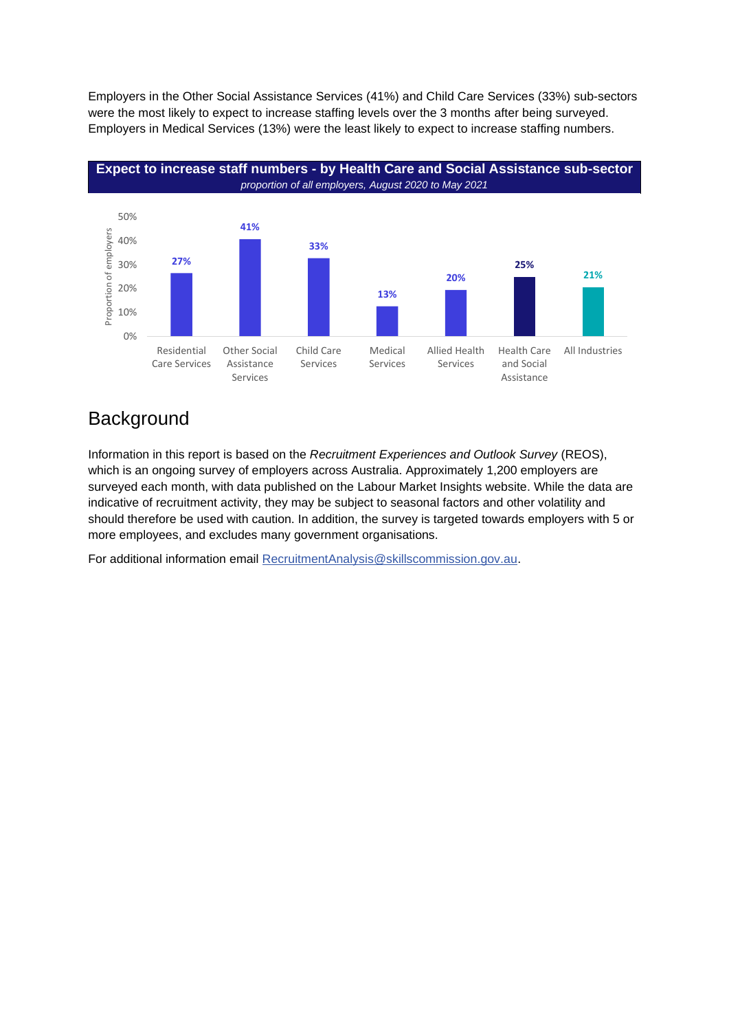Employers in the Other Social Assistance Services (41%) and Child Care Services (33%) sub-sectors were the most likely to expect to increase staffing levels over the 3 months after being surveyed. Employers in Medical Services (13%) were the least likely to expect to increase staffing numbers.

**Expect to increase staff numbers - by Health Care and Social Assistance sub-sector**

*proportion of all employers, August 2020 to May 2021*

Proportion of employers

50%
40%
30%
20%
10%
0%

27%
41%
33%
13%
20%
25%
21%

Residential Care Services
Other Social Assistance Services
Child Care Services
Medical Services
Allied Health Services
Health Care and Social Assistance
All Industries

## Background

Information in this report is based on the *Recruitment Experiences and Outlook Survey* (REOS), which is an ongoing survey of employers across Australia. Approximately 1,200 employers are surveyed each month, with data published on the Labour Market Insights website. While the data are indicative of recruitment activity, they may be subject to seasonal factors and other volatility and should therefore be used with caution. In addition, the survey is targeted towards employers with 5 or more employees, and excludes many government organisations.

For additional information email RecruitmentAnalysis@skillscommission.gov.au.